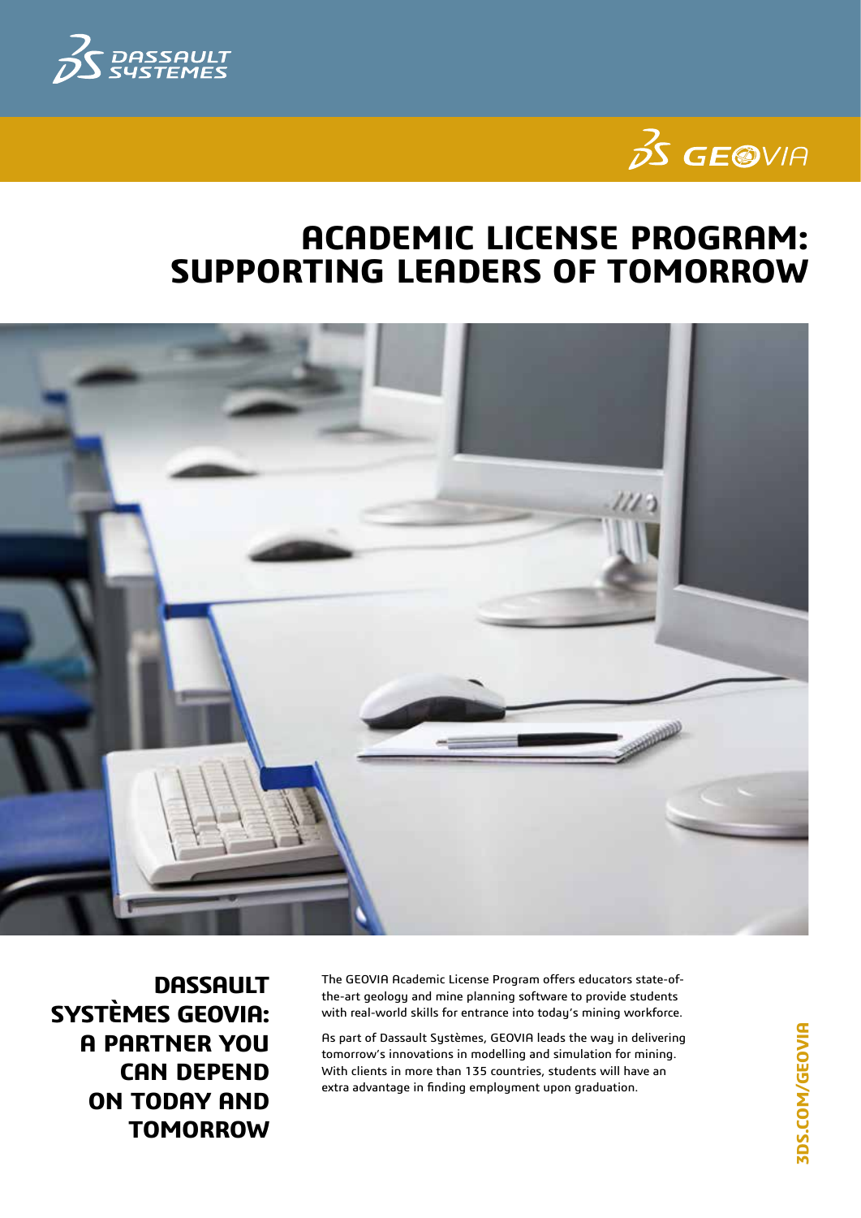# ACADEMIC LICENSE PROGRAM: SUPPORTING LEADERS OF TOMORROW

## DASSAULT SYSTÈMES GEOVIA: A PARTNER YOU CAN DEPEND ON TODAY AND TOMORROW

The GEOVIA Academic License Program offers educators state-of-the-art geology and mine planning software to provide students with real-world skills for entrance into today's mining workforce.

As part of Dassault Systèmes, GEOVIA leads the way in delivering tomorrow's innovations in modelling and simulation for mining. With clients in more than 135 countries, students will have an extra advantage in finding employment upon graduation.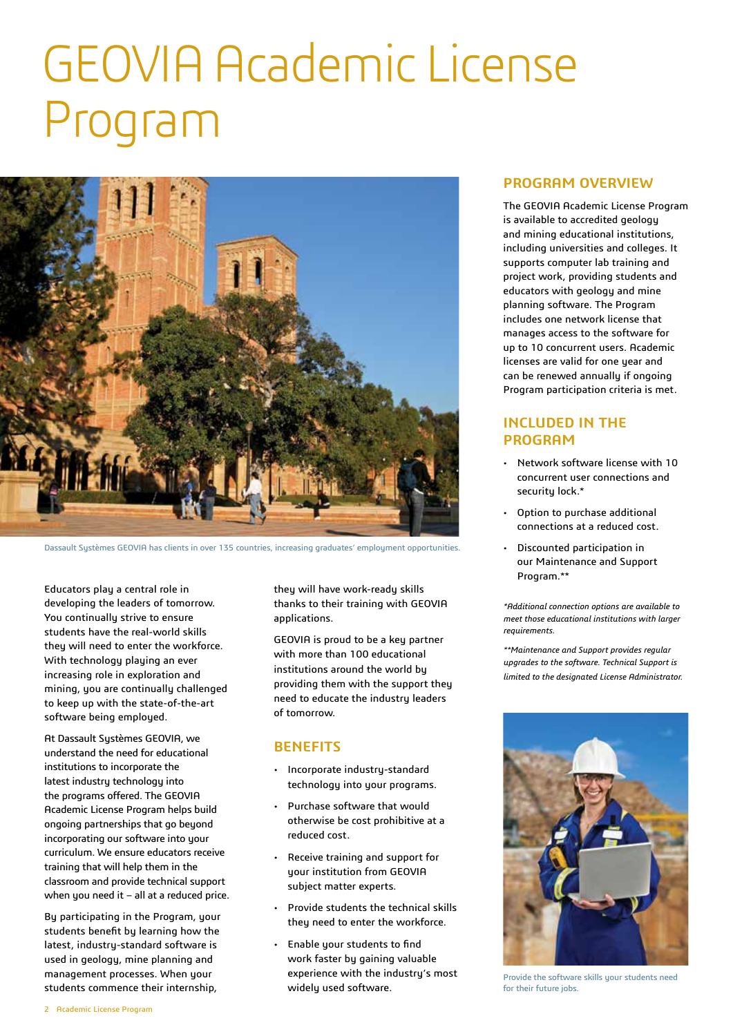# GEOVIA Academic License Program

Dassault Systèmes GEOVIA has clients in over 135 countries, increasing graduates' employment opportunities.

Educators play a central role in developing the leaders of tomorrow. You continually strive to ensure students have the real-world skills they will need to enter the workforce. With technology playing an ever increasing role in exploration and mining, you are continually challenged to keep up with the state-of-the-art software being employed.

At Dassault Systèmes GEOVIA, we understand the need for educational institutions to incorporate the latest industry technology into the programs offered. The GEOVIA Academic License Program helps build ongoing partnerships that go beyond incorporating our software into your curriculum. We ensure educators receive training that will help them in the classroom and provide technical support when you need it – all at a reduced price.

By participating in the Program, your students benefit by learning how the latest, industry-standard software is used in geology, mine planning and management processes. When your students commence their internship, they will have work-ready skills thanks to their training with GEOVIA applications.

GEOVIA is proud to be a key partner with more than 100 educational institutions around the world by providing them with the support they need to educate the industry leaders of tomorrow.

## BENEFITS

- Incorporate industry-standard technology into your programs.
- Purchase software that would otherwise be cost prohibitive at a reduced cost.
- Receive training and support for your institution from GEOVIA subject matter experts.
- Provide students the technical skills they need to enter the workforce.
- Enable your students to find work faster by gaining valuable experience with the industry's most widely used software.

## PROGRAM OVERVIEW

The GEOVIA Academic License Program is available to accredited geology and mining educational institutions, including universities and colleges. It supports computer lab training and project work, providing students and educators with geology and mine planning software. The Program includes one network license that manages access to the software for up to 10 concurrent users. Academic licenses are valid for one year and can be renewed annually if ongoing Program participation criteria is met.

## INCLUDED IN THE PROGRAM

- Network software license with 10 concurrent user connections and security lock.*
- Option to purchase additional connections at a reduced cost.
- Discounted participation in our Maintenance and Support Program.**

*\*Additional connection options are available to meet those educational institutions with larger requirements.*

*\*\*Maintenance and Support provides regular upgrades to the software. Technical Support is limited to the designated License Administrator.*

Provide the software skills your students need for their future jobs.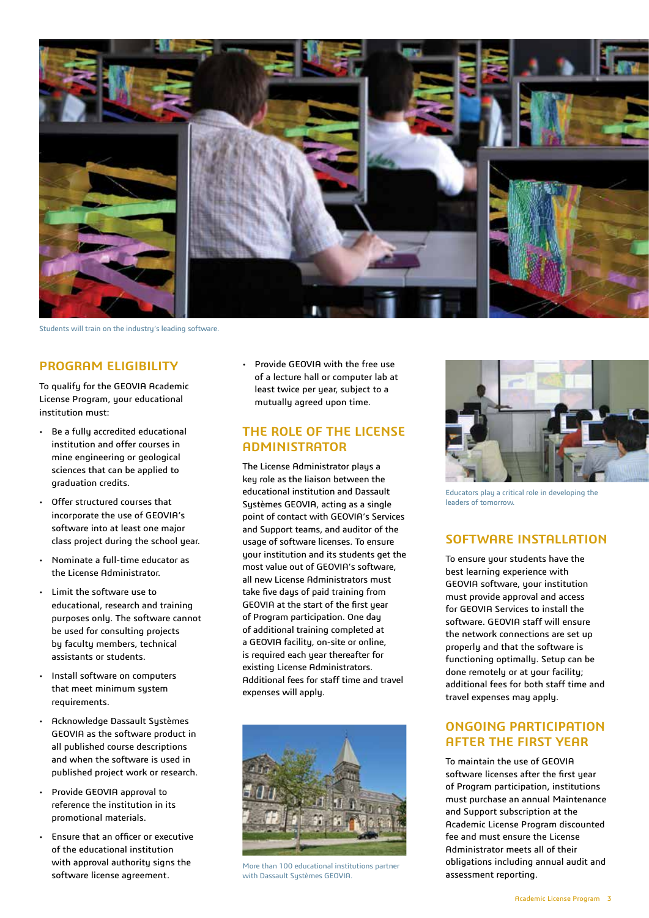Students will train on the industry's leading software.

## PROGRAM ELIGIBILITY

To qualify for the GEOVIA Academic License Program, your educational institution must:

- Be a fully accredited educational institution and offer courses in mine engineering or geological sciences that can be applied to graduation credits.
- Offer structured courses that incorporate the use of GEOVIA's software into at least one major class project during the school year.
- Nominate a full-time educator as the License Administrator.
- Limit the software use to educational, research and training purposes only. The software cannot be used for consulting projects by faculty members, technical assistants or students.
- Install software on computers that meet minimum system requirements.
- Acknowledge Dassault Systèmes GEOVIA as the software product in all published course descriptions and when the software is used in published project work or research.
- Provide GEOVIA approval to reference the institution in its promotional materials.
- Ensure that an officer or executive of the educational institution with approval authority signs the software license agreement.
- Provide GEOVIA with the free use of a lecture hall or computer lab at least twice per year, subject to a mutually agreed upon time.

## THE ROLE OF THE LICENSE ADMINISTRATOR

The License Administrator plays a key role as the liaison between the educational institution and Dassault Systèmes GEOVIA, acting as a single point of contact with GEOVIA's Services and Support teams, and auditor of the usage of software licenses. To ensure your institution and its students get the most value out of GEOVIA's software, all new License Administrators must take five days of paid training from GEOVIA at the start of the first year of Program participation. One day of additional training completed at a GEOVIA facility, on-site or online, is required each year thereafter for existing License Administrators. Additional fees for staff time and travel expenses will apply.

More than 100 educational institutions partner with Dassault Systèmes GEOVIA.

Educators play a critical role in developing the leaders of tomorrow.

## SOFTWARE INSTALLATION

To ensure your students have the best learning experience with GEOVIA software, your institution must provide approval and access for GEOVIA Services to install the software. GEOVIA staff will ensure the network connections are set up properly and that the software is functioning optimally. Setup can be done remotely or at your facility; additional fees for both staff time and travel expenses may apply.

## ONGOING PARTICIPATION AFTER THE FIRST YEAR

To maintain the use of GEOVIA software licenses after the first year of Program participation, institutions must purchase an annual Maintenance and Support subscription at the Academic License Program discounted fee and must ensure the License Administrator meets all of their obligations including annual audit and assessment reporting.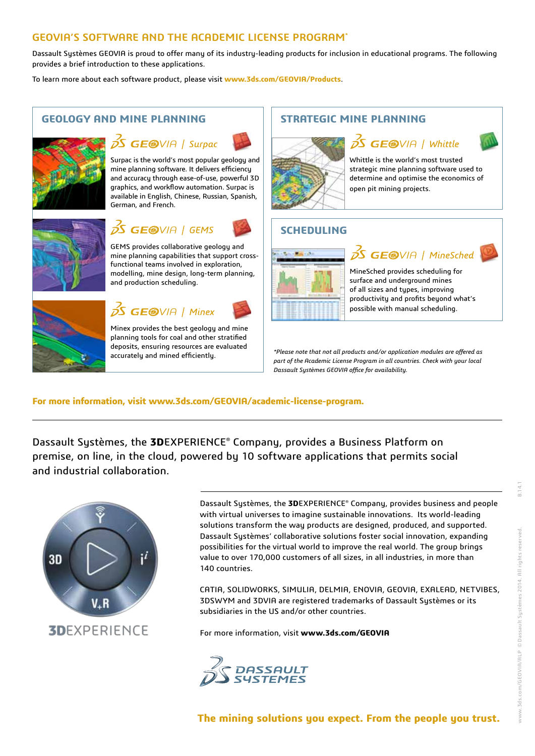## GEOVIA'S SOFTWARE AND THE ACADEMIC LICENSE PROGRAM*

Dassault Systèmes GEOVIA is proud to offer many of its industry-leading products for inclusion in educational programs. The following provides a brief introduction to these applications.

To learn more about each software product, please visit **www.3ds.com/GEOVIA/Products**.

### GEOLOGY AND MINE PLANNING

#### GEOVIA | Surpac

Surpac is the world's most popular geology and mine planning software. It delivers efficiency and accuracy through ease-of-use, powerful 3D graphics, and workflow automation. Surpac is available in English, Chinese, Russian, Spanish, German, and French.

#### GEOVIA | GEMS

GEMS provides collaborative geology and mine planning capabilities that support cross-functional teams involved in exploration, modelling, mine design, long-term planning, and production scheduling.

#### GEOVIA | Minex

Minex provides the best geology and mine planning tools for coal and other stratified deposits, ensuring resources are evaluated accurately and mined efficiently.

### STRATEGIC MINE PLANNING

#### GEOVIA | Whittle

Whittle is the world's most trusted strategic mine planning software used to determine and optimise the economics of open pit mining projects.

### SCHEDULING

#### GEOVIA | MineSched

MineSched provides scheduling for surface and underground mines of all sizes and types, improving productivity and profits beyond what's possible with manual scheduling.

*\*Please note that not all products and/or application modules are offered as part of the Academic License Program in all countries. Check with your local Dassault Systèmes GEOVIA office for availability.*

**For more information, visit www.3ds.com/GEOVIA/academic-license-program.**

---

Dassault Systèmes, the **3D**EXPERIENCE® Company, provides a Business Platform on premise, on line, in the cloud, powered by 10 software applications that permits social and industrial collaboration.

3D | V+R | i^i

**3D**EXPERIENCE

Dassault Systèmes, the **3D**EXPERIENCE® Company, provides business and people with virtual universes to imagine sustainable innovations. Its world-leading solutions transform the way products are designed, produced, and supported. Dassault Systèmes' collaborative solutions foster social innovation, expanding possibilities for the virtual world to improve the real world. The group brings value to over 170,000 customers of all sizes, in all industries, in more than 140 countries.

CATIA, SOLIDWORKS, SIMULIA, DELMIA, ENOVIA, GEOVIA, EXALEAD, NETVIBES, 3DSWYM and 3DVIA are registered trademarks of Dassault Systèmes or its subsidiaries in the US and/or other countries.

For more information, visit **www.3ds.com/GEOVIA**

DASSAULT SYSTEMES

**The mining solutions you expect. From the people you trust.**

www.3ds.com/GEOVIA/ALP © Dassault Systèmes 2014. All rights reserved. 8.14.1